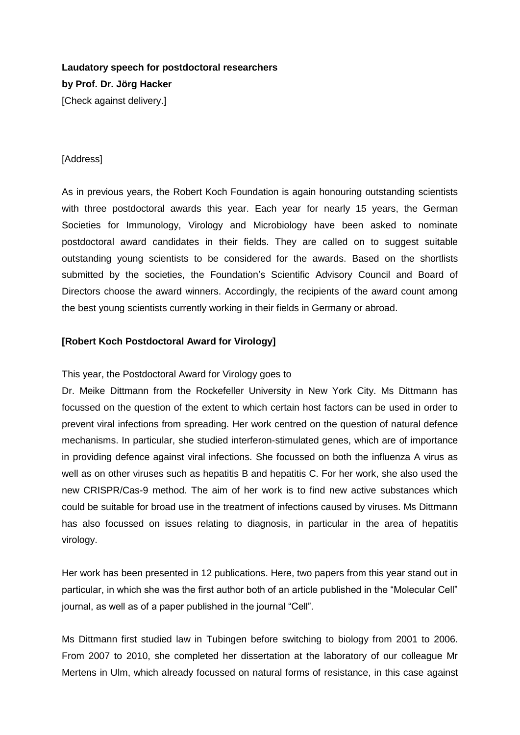**Laudatory speech for postdoctoral researchers**
**by Prof. Dr. Jörg Hacker**
[Check against delivery.]

[Address]

As in previous years, the Robert Koch Foundation is again honouring outstanding scientists with three postdoctoral awards this year. Each year for nearly 15 years, the German Societies for Immunology, Virology and Microbiology have been asked to nominate postdoctoral award candidates in their fields. They are called on to suggest suitable outstanding young scientists to be considered for the awards. Based on the shortlists submitted by the societies, the Foundation's Scientific Advisory Council and Board of Directors choose the award winners. Accordingly, the recipients of the award count among the best young scientists currently working in their fields in Germany or abroad.

**[Robert Koch Postdoctoral Award for Virology]**

This year, the Postdoctoral Award for Virology goes to
Dr. Meike Dittmann from the Rockefeller University in New York City. Ms Dittmann has focussed on the question of the extent to which certain host factors can be used in order to prevent viral infections from spreading. Her work centred on the question of natural defence mechanisms. In particular, she studied interferon-stimulated genes, which are of importance in providing defence against viral infections. She focussed on both the influenza A virus as well as on other viruses such as hepatitis B and hepatitis C. For her work, she also used the new CRISPR/Cas-9 method. The aim of her work is to find new active substances which could be suitable for broad use in the treatment of infections caused by viruses. Ms Dittmann has also focussed on issues relating to diagnosis, in particular in the area of hepatitis virology.

Her work has been presented in 12 publications. Here, two papers from this year stand out in particular, in which she was the first author both of an article published in the "Molecular Cell" journal, as well as of a paper published in the journal "Cell".

Ms Dittmann first studied law in Tubingen before switching to biology from 2001 to 2006. From 2007 to 2010, she completed her dissertation at the laboratory of our colleague Mr Mertens in Ulm, which already focussed on natural forms of resistance, in this case against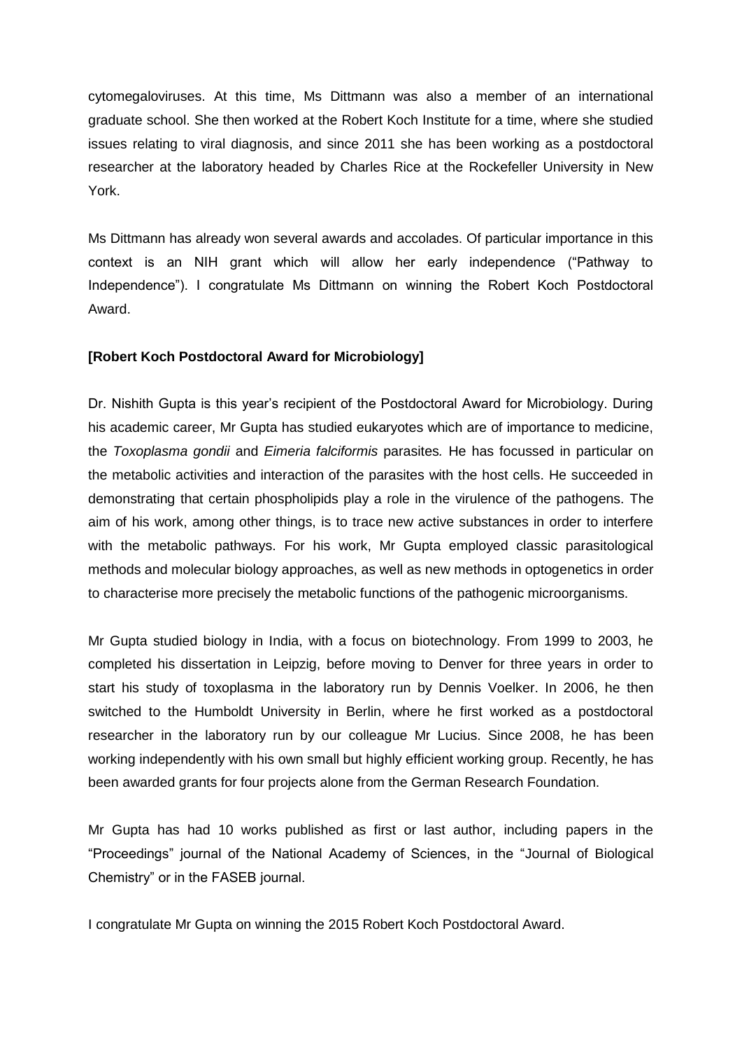cytomegaloviruses. At this time, Ms Dittmann was also a member of an international graduate school. She then worked at the Robert Koch Institute for a time, where she studied issues relating to viral diagnosis, and since 2011 she has been working as a postdoctoral researcher at the laboratory headed by Charles Rice at the Rockefeller University in New York.

Ms Dittmann has already won several awards and accolades. Of particular importance in this context is an NIH grant which will allow her early independence ("Pathway to Independence"). I congratulate Ms Dittmann on winning the Robert Koch Postdoctoral Award.

**[Robert Koch Postdoctoral Award for Microbiology]**

Dr. Nishith Gupta is this year's recipient of the Postdoctoral Award for Microbiology. During his academic career, Mr Gupta has studied eukaryotes which are of importance to medicine, the *Toxoplasma gondii* and *Eimeria falciformis* parasites*.* He has focussed in particular on the metabolic activities and interaction of the parasites with the host cells. He succeeded in demonstrating that certain phospholipids play a role in the virulence of the pathogens. The aim of his work, among other things, is to trace new active substances in order to interfere with the metabolic pathways. For his work, Mr Gupta employed classic parasitological methods and molecular biology approaches, as well as new methods in optogenetics in order to characterise more precisely the metabolic functions of the pathogenic microorganisms.

Mr Gupta studied biology in India, with a focus on biotechnology. From 1999 to 2003, he completed his dissertation in Leipzig, before moving to Denver for three years in order to start his study of toxoplasma in the laboratory run by Dennis Voelker. In 2006, he then switched to the Humboldt University in Berlin, where he first worked as a postdoctoral researcher in the laboratory run by our colleague Mr Lucius. Since 2008, he has been working independently with his own small but highly efficient working group. Recently, he has been awarded grants for four projects alone from the German Research Foundation.

Mr Gupta has had 10 works published as first or last author, including papers in the "Proceedings" journal of the National Academy of Sciences, in the "Journal of Biological Chemistry" or in the FASEB journal.

I congratulate Mr Gupta on winning the 2015 Robert Koch Postdoctoral Award.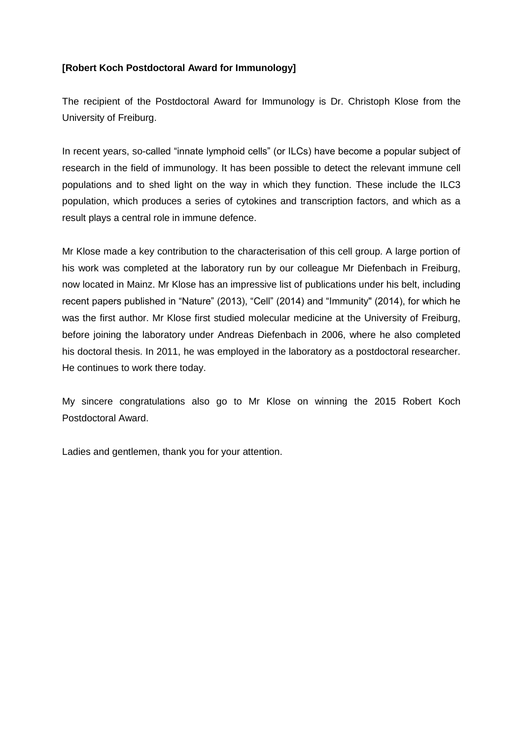**[Robert Koch Postdoctoral Award for Immunology]**

The recipient of the Postdoctoral Award for Immunology is Dr. Christoph Klose from the University of Freiburg.

In recent years, so-called “innate lymphoid cells” (or ILCs) have become a popular subject of research in the field of immunology. It has been possible to detect the relevant immune cell populations and to shed light on the way in which they function. These include the ILC3 population, which produces a series of cytokines and transcription factors, and which as a result plays a central role in immune defence.

Mr Klose made a key contribution to the characterisation of this cell group. A large portion of his work was completed at the laboratory run by our colleague Mr Diefenbach in Freiburg, now located in Mainz. Mr Klose has an impressive list of publications under his belt, including recent papers published in “Nature” (2013), “Cell” (2014) and “Immunity" (2014), for which he was the first author. Mr Klose first studied molecular medicine at the University of Freiburg, before joining the laboratory under Andreas Diefenbach in 2006, where he also completed his doctoral thesis. In 2011, he was employed in the laboratory as a postdoctoral researcher. He continues to work there today.

My sincere congratulations also go to Mr Klose on winning the 2015 Robert Koch Postdoctoral Award.

Ladies and gentlemen, thank you for your attention.